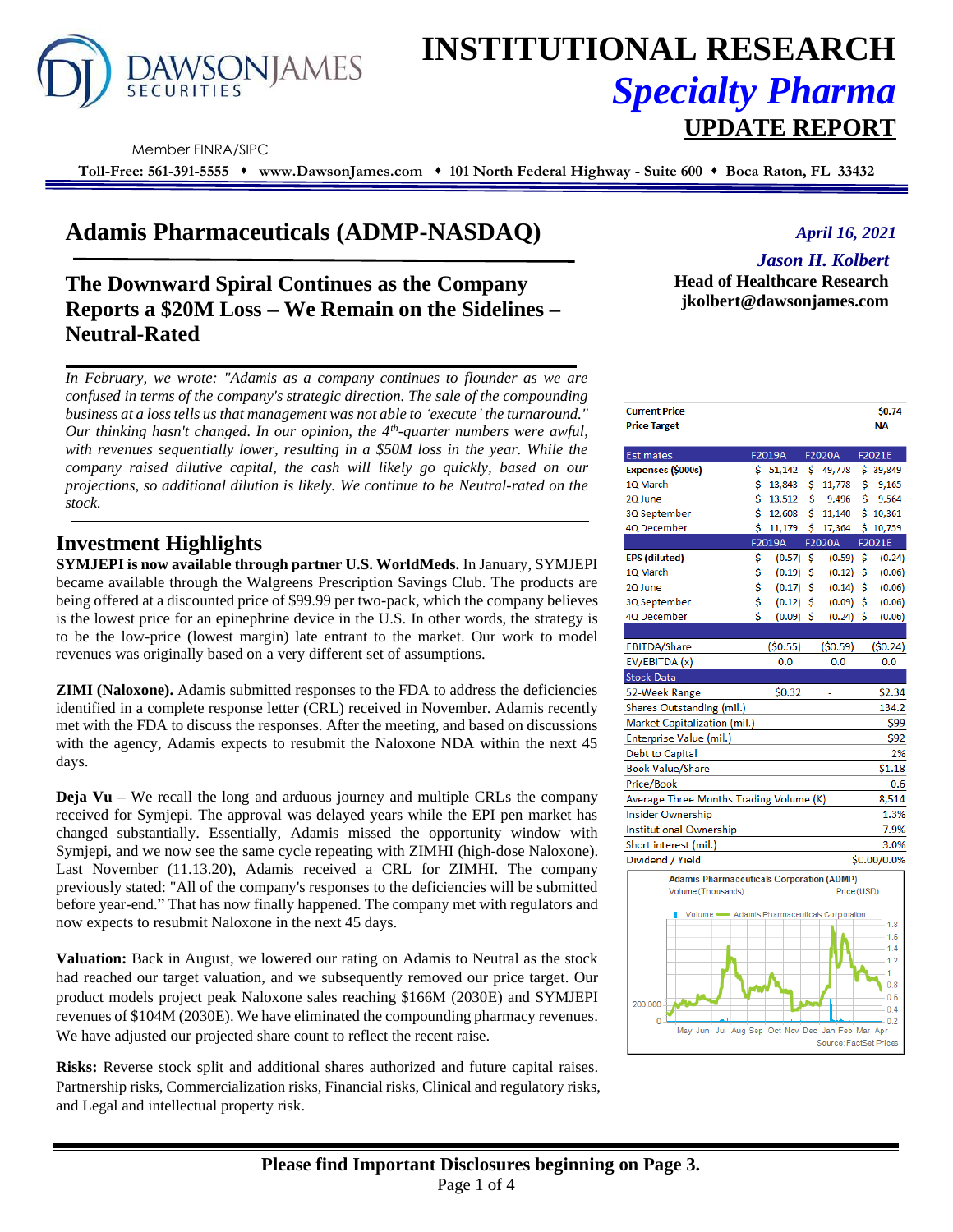# INSTITUTIONAL RESEARCH
## *Specialty Pharma*
## UPDATE REPORT

Member FINRA/SIPC

**Toll-Free: 561-391-5555 ♦ www.DawsonJames.com ♦ 101 North Federal Highway - Suite 600 ♦ Boca Raton, FL 33432**

# Adamis Pharmaceuticals (ADMP-NASDAQ)

*April 16, 2021*

*Jason H. Kolbert*
**Head of Healthcare Research**
**jkolbert@dawsonjames.com**

## The Downward Spiral Continues as the Company Reports a $20M Loss – We Remain on the Sidelines – Neutral-Rated

*In February, we wrote: "Adamis as a company continues to flounder as we are confused in terms of the company's strategic direction. The sale of the compounding business at a loss tells us that management was not able to 'execute' the turnaround." Our thinking hasn't changed. In our opinion, the 4th-quarter numbers were awful, with revenues sequentially lower, resulting in a $50M loss in the year. While the company raised dilutive capital, the cash will likely go quickly, based on our projections, so additional dilution is likely. We continue to be Neutral-rated on the stock.*

| Current Price | | | $0.74 |
|---|---|---|---|
| Price Target | | | NA |
| **Estimates** | **F2019A** | **F2020A** | **F2021E** |
| **Expenses ($000s)** | $ 51,142 | $ 49,778 | $ 39,849 |
| 1Q March | $ 13,843 | $ 11,778 | $ 9,165 |
| 2Q June | $ 13,512 | $ 9,496 | $ 9,564 |
| 3Q September | $ 12,608 | $ 11,140 | $ 10,361 |
| 4Q December | $ 11,179 | $ 17,364 | $ 10,759 |
| | **F2019A** | **F2020A** | **F2021E** |
| **EPS (diluted)** | $ (0.57) | $ (0.59) | $ (0.24) |
| 1Q March | $ (0.19) | $ (0.12) | $ (0.06) |
| 2Q June | $ (0.17) | $ (0.14) | $ (0.06) |
| 3Q September | $ (0.12) | $ (0.09) | $ (0.06) |
| 4Q December | $ (0.09) | $ (0.24) | $ (0.06) |
| EBITDA/Share | ($0.55) | ($0.59) | ($0.24) |
| EV/EBITDA (x) | 0.0 | 0.0 | 0.0 |
| **Stock Data** | | | |
| 52-Week Range | $0.32 | - | $2.34 |
| Shares Outstanding (mil.) | | | 134.2 |
| Market Capitalization (mil.) | | | $99 |
| Enterprise Value (mil.) | | | $92 |
| Debt to Capital | | | 2% |
| Book Value/Share | | | $1.18 |
| Price/Book | | | 0.6 |
| Average Three Months Trading Volume (K) | | | 8,514 |
| Insider Ownership | | | 1.3% |
| Institutional Ownership | | | 7.9% |
| Short interest (mil.) | | | 3.0% |
| Dividend / Yield | | | $0.00/0.0% |

Adamis Pharmaceuticals Corporation (ADMP)
Source: FactSet Prices

## Investment Highlights

**SYMJEPI is now available through partner U.S. WorldMeds.** In January, SYMJEPI became available through the Walgreens Prescription Savings Club. The products are being offered at a discounted price of $99.99 per two-pack, which the company believes is the lowest price for an epinephrine device in the U.S. In other words, the strategy is to be the low-price (lowest margin) late entrant to the market. Our work to model revenues was originally based on a very different set of assumptions.

**ZIMI (Naloxone).** Adamis submitted responses to the FDA to address the deficiencies identified in a complete response letter (CRL) received in November. Adamis recently met with the FDA to discuss the responses. After the meeting, and based on discussions with the agency, Adamis expects to resubmit the Naloxone NDA within the next 45 days.

**Deja Vu** – We recall the long and arduous journey and multiple CRLs the company received for Symjepi. The approval was delayed years while the EPI pen market has changed substantially. Essentially, Adamis missed the opportunity window with Symjepi, and we now see the same cycle repeating with ZIMHI (high-dose Naloxone). Last November (11.13.20), Adamis received a CRL for ZIMHI. The company previously stated: "All of the company's responses to the deficiencies will be submitted before year-end." That has now finally happened. The company met with regulators and now expects to resubmit Naloxone in the next 45 days.

**Valuation:** Back in August, we lowered our rating on Adamis to Neutral as the stock had reached our target valuation, and we subsequently removed our price target. Our product models project peak Naloxone sales reaching $166M (2030E) and SYMJEPI revenues of $104M (2030E). We have eliminated the compounding pharmacy revenues. We have adjusted our projected share count to reflect the recent raise.

**Risks:** Reverse stock split and additional shares authorized and future capital raises. Partnership risks, Commercialization risks, Financial risks, Clinical and regulatory risks, and Legal and intellectual property risk.

**Please find Important Disclosures beginning on Page 3.**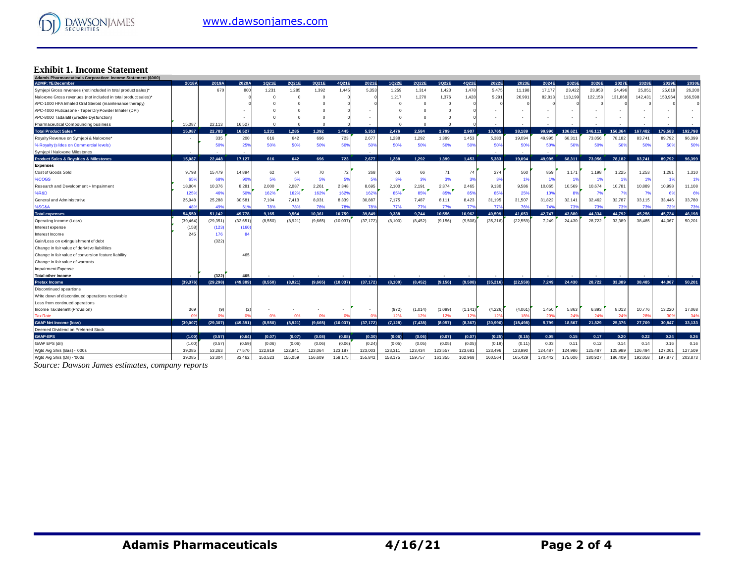## Exhibit 1. Income Statement

| Adamis Pharmaceuticals Corporation: Income Statement ($000) | | | | | | | | | | | | | | | | | | | | | | | |
|---|---|---|---|---|---|---|---|---|---|---|---|---|---|---|---|---|---|---|---|---|---|---|---|
| ADMP: YE December | 2018A | 2019A | 2020A | 1Q21E | 2Q21E | 3Q21E | 4Q21E | 2021E | 1Q22E | 2Q22E | 3Q22E | 4Q22E | 2022E | 2023E | 2024E | 2025E | 2026E | 2027E | 2028E | 2029E | 2030E |
| Symjepi Gross revenues (not included in total product sales)* | | 670 | 800 | 1,231 | 1,285 | 1,392 | 1,445 | 5,353 | 1,259 | 1,314 | 1,423 | 1,478 | 5,475 | 11,198 | 17,177 | 23,422 | 23,953 | 24,496 | 25,051 | 25,619 | 26,200 |
| Naloxone Gross revenues (not included in total product sales)* | | | 0 | 0 | 0 | 0 | 0 | 0 | 1,217 | 1,270 | 1,376 | 1,428 | 5,291 | 26,991 | 82,813 | 113,199 | 122,158 | 131,868 | 142,431 | 153,964 | 166,598 |
| APC-1000 HFA Inhaled Oral Steroid (maintenance therapy) | | | 0 | 0 | 0 | 0 | 0 | 0 | 0 | 0 | 0 | 0 | 0 | 0 | 0 | 0 | 0 | 0 | 0 | 0 | 0 |
| APC-4000 Fluticasone - Taper Dry Powder Inhaler (DPI) | | | - | 0 | 0 | 0 | 0 | - | 0 | 0 | 0 | 0 | - | - | - | - | - | - | - | - | - |
| APC-8000 Tadalafil (Erectile Dysfunction) | | | - | 0 | 0 | 0 | 0 | - | 0 | 0 | 0 | 0 | - | - | - | - | - | - | - | - | - |
| Pharmaceutical Compounding business | 15,087 | 22,113 | 16,527 | 0 | 0 | 0 | 0 | - | 0 | 0 | 0 | 0 | - | - | - | - | - | - | - | - | - |
| **Total Product Sales** * | 15,087 | 22,783 | 16,527 | 1,231 | 1,285 | 1,392 | 1,445 | 5,353 | 2,476 | 2,584 | 2,799 | 2,907 | 10,765 | 38,189 | 99,990 | 136,621 | 146,111 | 156,364 | 167,482 | 179,583 | 192,798 |
| Royalty Revenue on Symjepi & Naloxone* | - | 335 | 200 | 616 | 642 | 696 | 723 | 2,677 | 1,238 | 1,292 | 1,399 | 1,453 | 5,383 | 19,094 | 49,995 | 68,311 | 73,056 | 78,182 | 83,741 | 89,792 | 96,399 |
| % Royalty (slides on Commercial levels) | | 50% | 25% | 50% | 50% | 50% | 50% | 50% | 50% | 50% | 50% | 50% | 50% | 50% | 50% | 50% | 50% | 50% | 50% | 50% | 50% |
| Symjepi / Naloxone Milestones | - | - | - | | | | | - | | | | | - | - | - | | | | | | |
| **Product Sales & Royalties & Milestones** | 15,087 | 22,448 | 17,127 | 616 | 642 | 696 | 723 | 2,677 | 1,238 | 1,292 | 1,399 | 1,453 | 5,383 | 19,094 | 49,995 | 68,311 | 73,056 | 78,182 | 83,741 | 89,792 | 96,399 |
| **Expenses** | | | | | | | | | | | | | | | | | | | | | |
| Cost of Goods Sold | 9,798 | 15,479 | 14,894 | 62 | 64 | 70 | 72 | 268 | 63 | 66 | 71 | 74 | 274 | 560 | 859 | 1,171 | 1,198 | 1,225 | 1,253 | 1,281 | 1,310 |
| %COGS | 65% | 68% | 90% | 5% | 5% | 5% | 5% | 5% | 3% | 3% | 3% | 3% | 3% | 1% | 1% | 1% | 1% | 1% | 1% | 1% | 1% |
| Research and Development + Impairment | 18,804 | 10,376 | 8,281 | 2,000 | 2,087 | 2,261 | 2,348 | 8,695 | 2,100 | 2,191 | 2,374 | 2,465 | 9,130 | 9,586 | 10,065 | 10,569 | 10,674 | 10,781 | 10,889 | 10,998 | 11,108 |
| %R&D | 125% | 46% | 50% | 162% | 162% | 162% | 162% | 162% | 85% | 85% | 85% | 85% | 85% | 25% | 10% | 8% | 7% | 7% | 7% | 6% | 6% |
| General and Administrative | 25,948 | 25,288 | 30,581 | 7,104 | 7,413 | 8,031 | 8,339 | 30,887 | 7,175 | 7,487 | 8,111 | 8,423 | 31,195 | 31,507 | 31,822 | 32,141 | 32,462 | 32,787 | 33,115 | 33,446 | 33,780 |
| %SG&A | 48% | 49% | 61% | 78% | 78% | 78% | 78% | 78% | 77% | 77% | 77% | 77% | 77% | 76% | 74% | 73% | 73% | 73% | 73% | 73% | 73% |
| **Total expenses** | 54,550 | 51,142 | 49,778 | 9,165 | 9,564 | 10,361 | 10,759 | 39,849 | 9,338 | 9,744 | 10,556 | 10,962 | 40,599 | 41,653 | 42,747 | 43,880 | 44,334 | 44,792 | 45,256 | 45,724 | 46,198 |
| Operating income (Loss) | (39,464) | (29,351) | (32,651) | (8,550) | (8,921) | (9,665) | (10,037) | (37,172) | (8,100) | (8,452) | (9,156) | (9,508) | (35,216) | (22,559) | 7,249 | 24,430 | 28,722 | 33,389 | 38,485 | 44,067 | 50,201 |
| Interest expense | (158) | (123) | (160) | | | | | | | | | | | | | | | | | | |
| Interest Income | 245 | 176 | 84 | | | | | | | | | | | | | | | | | | |
| Gain/Loss on extinguishment of debt | | (322) | | | | | | | | | | | | | | | | | | | |
| Change in fair value of derivitive liabilities | | | | | | | | | | | | | | | | | | | | | |
| Change in fair value of conversion feature liability | | | 465 | | | | | | | | | | | | | | | | | | |
| Change in fair value of warrants | | | | | | | | | | | | | | | | | | | | | |
| Impairment Expense | | | | | | | | | | | | | | | | | | | | | |
| **Total other income** | - | (322) | 465 | - | - | - | - | - | - | - | - | - | - | - | - | - | - | - | - | - | - |
| **Pretax Income** | (39,376) | (29,298) | (49,389) | (8,550) | (8,921) | (9,665) | (10,037) | (37,172) | (8,100) | (8,452) | (9,156) | (9,508) | (35,216) | (22,559) | 7,249 | 24,430 | 28,722 | 33,389 | 38,485 | 44,067 | 50,201 |
| Discontinued opeartions | | | | | | | | | | | | | | | | | | | | | |
| Write down of discontinued operations receivable | | | | | | | | | | | | | | | | | | | | | |
| Loss from continued operations | | | | | | | | | | | | | | | | | | | | | |
| Income Tax Benefit (Provision) | 369 | (9) | (2) | - | - | - | - | - | (972) | (1,014) | (1,099) | (1,141) | (4,226) | (4,061) | 1,450 | 5,863 | 6,893 | 8,013 | 10,776 | 13,220 | 17,068 |
| Tax Rate | 0% | 0% | 0% | 0% | 0% | 0% | 0% | 0% | 12% | 12% | 12% | 12% | 12% | 18% | 20% | 24% | 24% | 24% | 28% | 30% | 34% |
| **GAAP Net Income (loss)** | (39,007) | (29,307) | (49,391) | (8,550) | (8,921) | (9,665) | (10,037) | (37,172) | (7,128) | (7,438) | (8,057) | (8,367) | (30,990) | (18,498) | 5,799 | 18,567 | 21,829 | 25,376 | 27,709 | 30,847 | 33,133 |
| Deemed Dividend on Preferred Stock | | | | | | | | | | | | | | | | | | | | | |
| **GAAP-EPS** | (1.00) | (0.57) | (0.64) | (0.07) | (0.07) | (0.08) | (0.08) | (0.30) | (0.06) | (0.06) | (0.07) | (0.07) | (0.25) | (0.15) | 0.05 | 0.15 | 0.17 | 0.20 | 0.22 | 0.24 | 0.26 |
| GAAP EPS (dil) | (1.00) | (0.57) | (0.59) | (0.06) | (0.06) | (0.06) | (0.06) | (0.24) | (0.05) | (0.05) | (0.05) | (0.05) | (0.19) | (0.11) | 0.03 | 0.11 | 0.12 | 0.14 | 0.14 | 0.16 | 0.16 |
| Wgtd Avg Shrs (Bas) - '000s | 39,085 | 53,263 | 77,570 | 122,819 | 122,941 | 123,064 | 123,187 | 123,003 | 123,311 | 123,434 | 123,557 | 123,681 | 123,496 | 123,990 | 124,487 | 124,986 | 125,487 | 125,989 | 126,494 | 127,001 | 127,509 |
| Wgtd Avg Shrs (Dil) - '000s | 39,085 | 53,304 | 83,462 | 153,523 | 155,059 | 156,609 | 158,175 | 155,842 | 158,175 | 159,757 | 161,355 | 162,968 | 160,564 | 165,429 | 170,442 | 175,606 | 180,927 | 186,409 | 192,058 | 197,877 | 203,873 |

*Source: Dawson James estimates, company reports*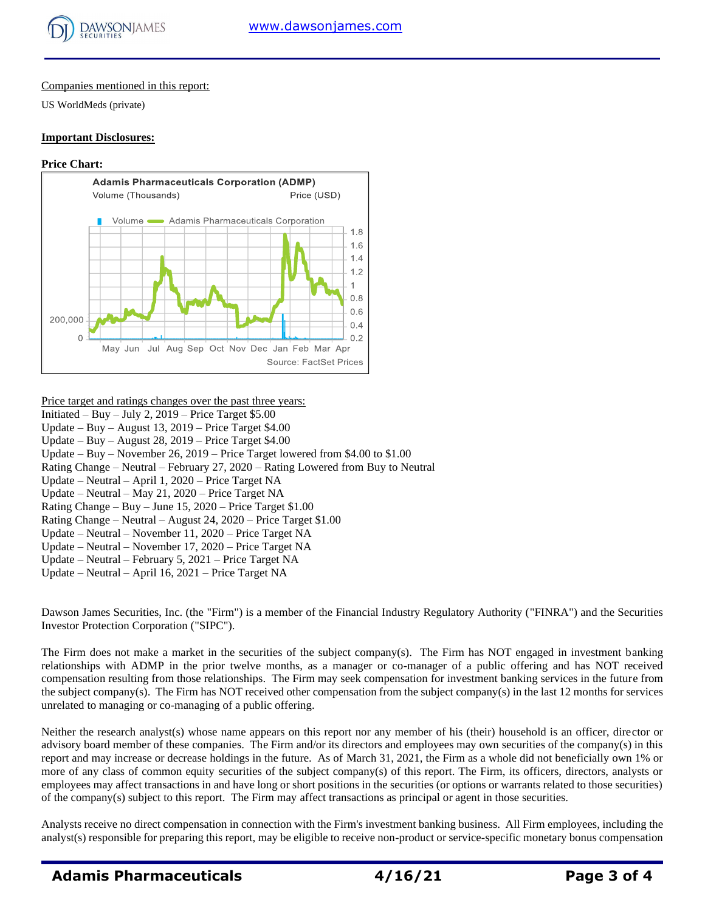Companies mentioned in this report:

US WorldMeds (private)

**Important Disclosures:**

**Price Chart:**

Price target and ratings changes over the past three years:

Initiated – Buy – July 2, 2019 – Price Target $5.00
Update – Buy – August 13, 2019 – Price Target $4.00
Update – Buy – August 28, 2019 – Price Target $4.00
Update – Buy – November 26, 2019 – Price Target lowered from $4.00 to $1.00
Rating Change – Neutral – February 27, 2020 – Rating Lowered from Buy to Neutral
Update – Neutral – April 1, 2020 – Price Target NA
Update – Neutral – May 21, 2020 – Price Target NA
Rating Change – Buy – June 15, 2020 – Price Target $1.00
Rating Change – Neutral – August 24, 2020 – Price Target $1.00
Update – Neutral – November 11, 2020 – Price Target NA
Update – Neutral – November 17, 2020 – Price Target NA
Update – Neutral – February 5, 2021 – Price Target NA
Update – Neutral – April 16, 2021 – Price Target NA

Dawson James Securities, Inc. (the "Firm") is a member of the Financial Industry Regulatory Authority ("FINRA") and the Securities Investor Protection Corporation ("SIPC").

The Firm does not make a market in the securities of the subject company(s). The Firm has NOT engaged in investment banking relationships with ADMP in the prior twelve months, as a manager or co-manager of a public offering and has NOT received compensation resulting from those relationships. The Firm may seek compensation for investment banking services in the future from the subject company(s). The Firm has NOT received other compensation from the subject company(s) in the last 12 months for services unrelated to managing or co-managing of a public offering.

Neither the research analyst(s) whose name appears on this report nor any member of his (their) household is an officer, director or advisory board member of these companies. The Firm and/or its directors and employees may own securities of the company(s) in this report and may increase or decrease holdings in the future. As of March 31, 2021, the Firm as a whole did not beneficially own 1% or more of any class of common equity securities of the subject company(s) of this report. The Firm, its officers, directors, analysts or employees may affect transactions in and have long or short positions in the securities (or options or warrants related to those securities) of the company(s) subject to this report. The Firm may affect transactions as principal or agent in those securities.

Analysts receive no direct compensation in connection with the Firm's investment banking business. All Firm employees, including the analyst(s) responsible for preparing this report, may be eligible to receive non-product or service-specific monetary bonus compensation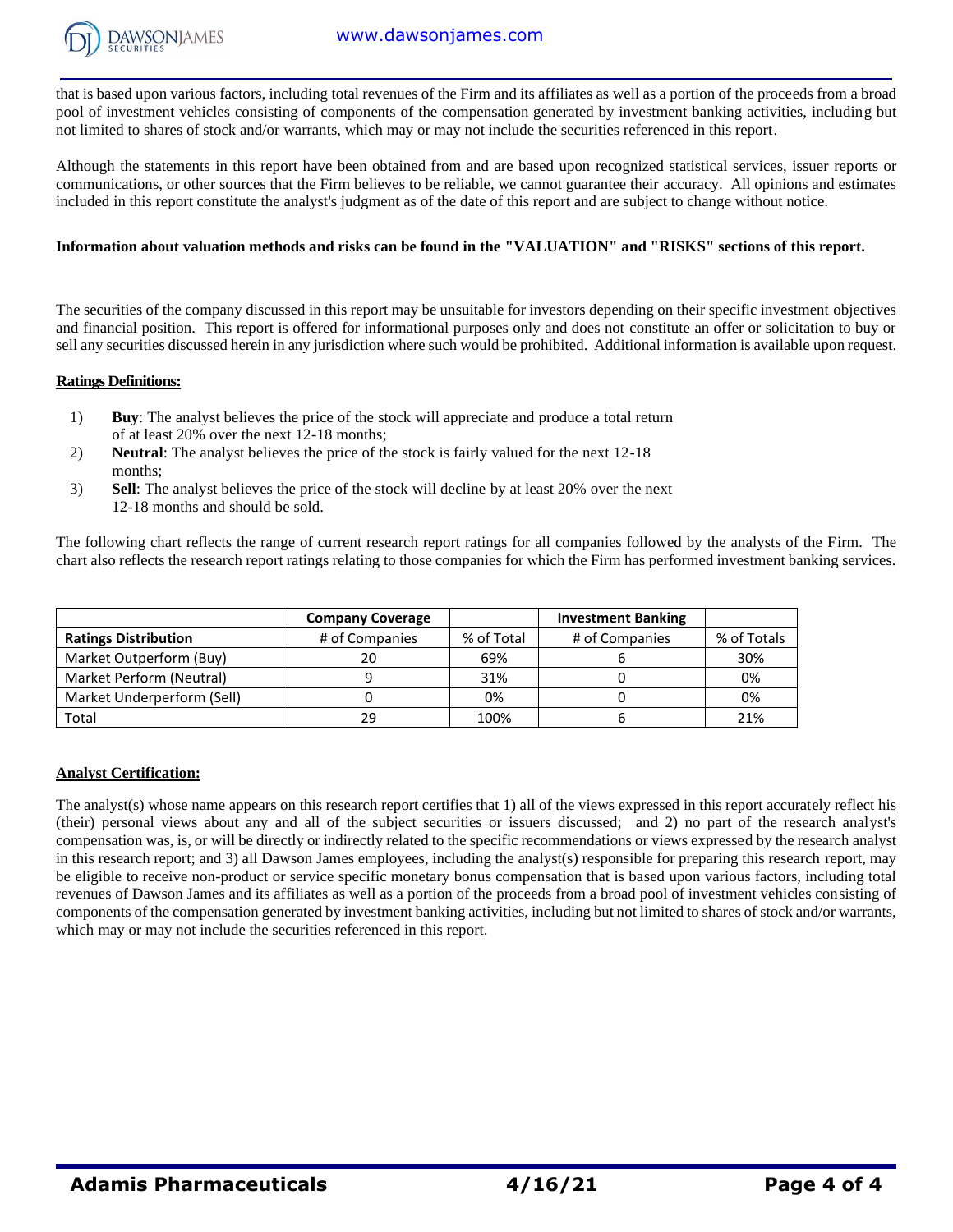that is based upon various factors, including total revenues of the Firm and its affiliates as well as a portion of the proceeds from a broad pool of investment vehicles consisting of components of the compensation generated by investment banking activities, including but not limited to shares of stock and/or warrants, which may or may not include the securities referenced in this report.

Although the statements in this report have been obtained from and are based upon recognized statistical services, issuer reports or communications, or other sources that the Firm believes to be reliable, we cannot guarantee their accuracy. All opinions and estimates included in this report constitute the analyst's judgment as of the date of this report and are subject to change without notice.

**Information about valuation methods and risks can be found in the "VALUATION" and "RISKS" sections of this report.**

The securities of the company discussed in this report may be unsuitable for investors depending on their specific investment objectives and financial position. This report is offered for informational purposes only and does not constitute an offer or solicitation to buy or sell any securities discussed herein in any jurisdiction where such would be prohibited. Additional information is available upon request.

**Ratings Definitions:**

1) **Buy**: The analyst believes the price of the stock will appreciate and produce a total return of at least 20% over the next 12-18 months;
2) **Neutral**: The analyst believes the price of the stock is fairly valued for the next 12-18 months;
3) **Sell**: The analyst believes the price of the stock will decline by at least 20% over the next 12-18 months and should be sold.

The following chart reflects the range of current research report ratings for all companies followed by the analysts of the Firm. The chart also reflects the research report ratings relating to those companies for which the Firm has performed investment banking services.

| | **Company Coverage** | | **Investment Banking** | |
|---|---|---|---|---|
| **Ratings Distribution** | # of Companies | % of Total | # of Companies | % of Totals |
| Market Outperform (Buy) | 20 | 69% | 6 | 30% |
| Market Perform (Neutral) | 9 | 31% | 0 | 0% |
| Market Underperform (Sell) | 0 | 0% | 0 | 0% |
| Total | 29 | 100% | 6 | 21% |

**Analyst Certification:**

The analyst(s) whose name appears on this research report certifies that 1) all of the views expressed in this report accurately reflect his (their) personal views about any and all of the subject securities or issuers discussed; and 2) no part of the research analyst's compensation was, is, or will be directly or indirectly related to the specific recommendations or views expressed by the research analyst in this research report; and 3) all Dawson James employees, including the analyst(s) responsible for preparing this research report, may be eligible to receive non-product or service specific monetary bonus compensation that is based upon various factors, including total revenues of Dawson James and its affiliates as well as a portion of the proceeds from a broad pool of investment vehicles consisting of components of the compensation generated by investment banking activities, including but not limited to shares of stock and/or warrants, which may or may not include the securities referenced in this report.